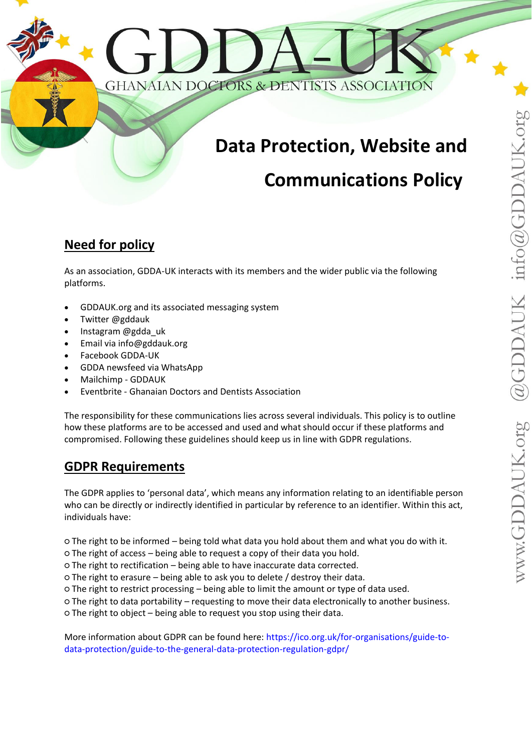# GDDA-UK

GHANAIAN DOCTORS & DENTISTS ASSOCIATION

# Data Protection, Website and Communications Policy

## Need for policy

As an association, GDDA-UK interacts with its members and the wider public via the following platforms.

- GDDAUK.org and its associated messaging system
- Twitter @gddauk
- Instagram @gdda_uk
- Email via info@gddauk.org
- Facebook GDDA-UK
- GDDA newsfeed via WhatsApp
- Mailchimp - GDDAUK
- Eventbrite - Ghanaian Doctors and Dentists Association

The responsibility for these communications lies across several individuals. This policy is to outline how these platforms are to be accessed and used and what should occur if these platforms and compromised. Following these guidelines should keep us in line with GDPR regulations.

## GDPR Requirements

The GDPR applies to 'personal data', which means any information relating to an identifiable person who can be directly or indirectly identified in particular by reference to an identifier. Within this act, individuals have:

- The right to be informed – being told what data you hold about them and what you do with it.
- The right of access – being able to request a copy of their data you hold.
- The right to rectification – being able to have inaccurate data corrected.
- The right to erasure – being able to ask you to delete / destroy their data.
- The right to restrict processing – being able to limit the amount or type of data used.
- The right to data portability – requesting to move their data electronically to another business.
- The right to object – being able to request you stop using their data.

More information about GDPR can be found here: https://ico.org.uk/for-organisations/guide-to-data-protection/guide-to-the-general-data-protection-regulation-gdpr/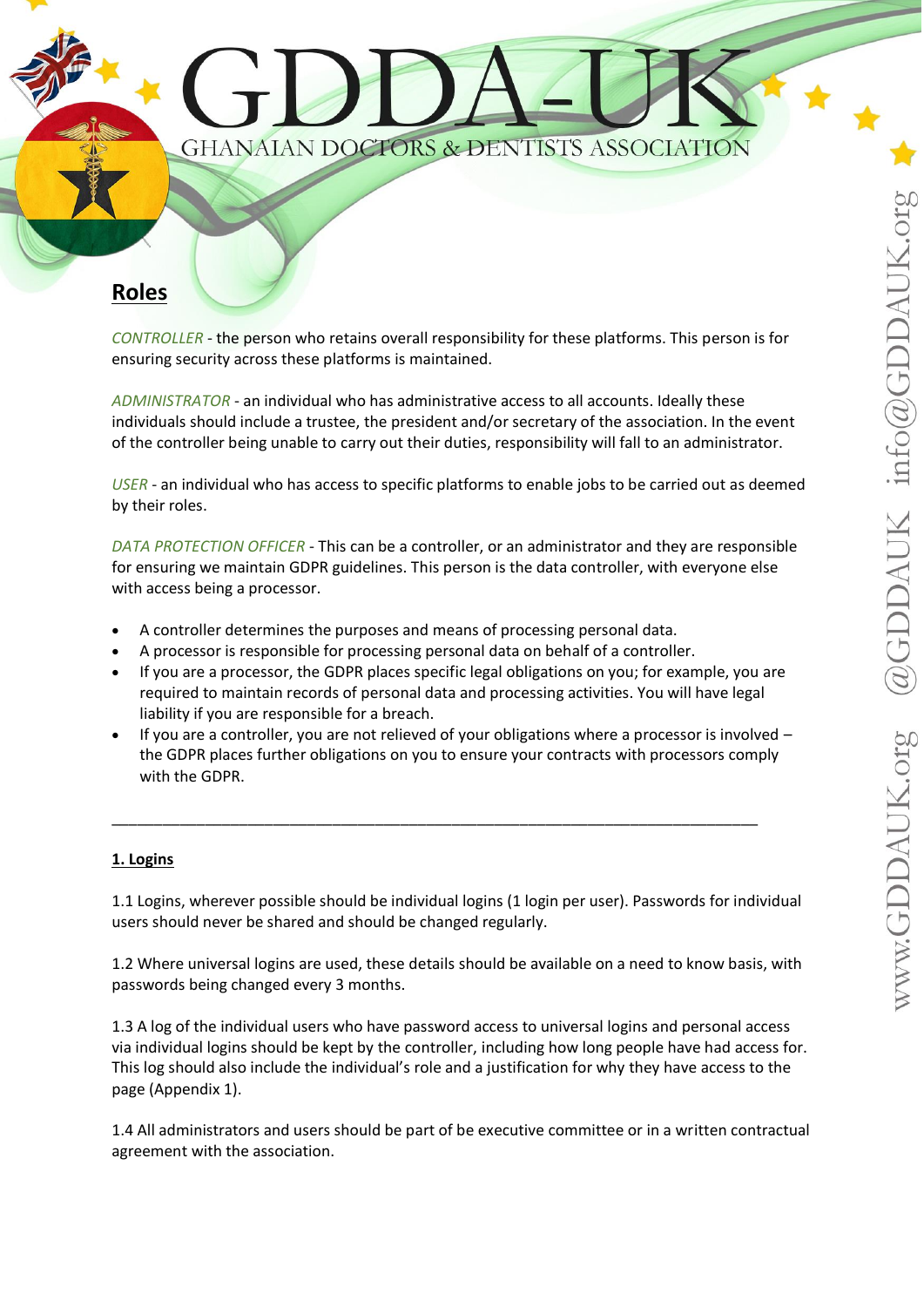## Roles

*CONTROLLER* - the person who retains overall responsibility for these platforms. This person is for ensuring security across these platforms is maintained.

*ADMINISTRATOR* - an individual who has administrative access to all accounts. Ideally these individuals should include a trustee, the president and/or secretary of the association. In the event of the controller being unable to carry out their duties, responsibility will fall to an administrator.

*USER* - an individual who has access to specific platforms to enable jobs to be carried out as deemed by their roles.

*DATA PROTECTION OFFICER* - This can be a controller, or an administrator and they are responsible for ensuring we maintain GDPR guidelines. This person is the data controller, with everyone else with access being a processor.

- A controller determines the purposes and means of processing personal data.
- A processor is responsible for processing personal data on behalf of a controller.
- If you are a processor, the GDPR places specific legal obligations on you; for example, you are required to maintain records of personal data and processing activities. You will have legal liability if you are responsible for a breach.
- If you are a controller, you are not relieved of your obligations where a processor is involved – the GDPR places further obligations on you to ensure your contracts with processors comply with the GDPR.

---

**1. Logins**

1.1 Logins, wherever possible should be individual logins (1 login per user). Passwords for individual users should never be shared and should be changed regularly.

1.2 Where universal logins are used, these details should be available on a need to know basis, with passwords being changed every 3 months.

1.3 A log of the individual users who have password access to universal logins and personal access via individual logins should be kept by the controller, including how long people have had access for. This log should also include the individual's role and a justification for why they have access to the page (Appendix 1).

1.4 All administrators and users should be part of be executive committee or in a written contractual agreement with the association.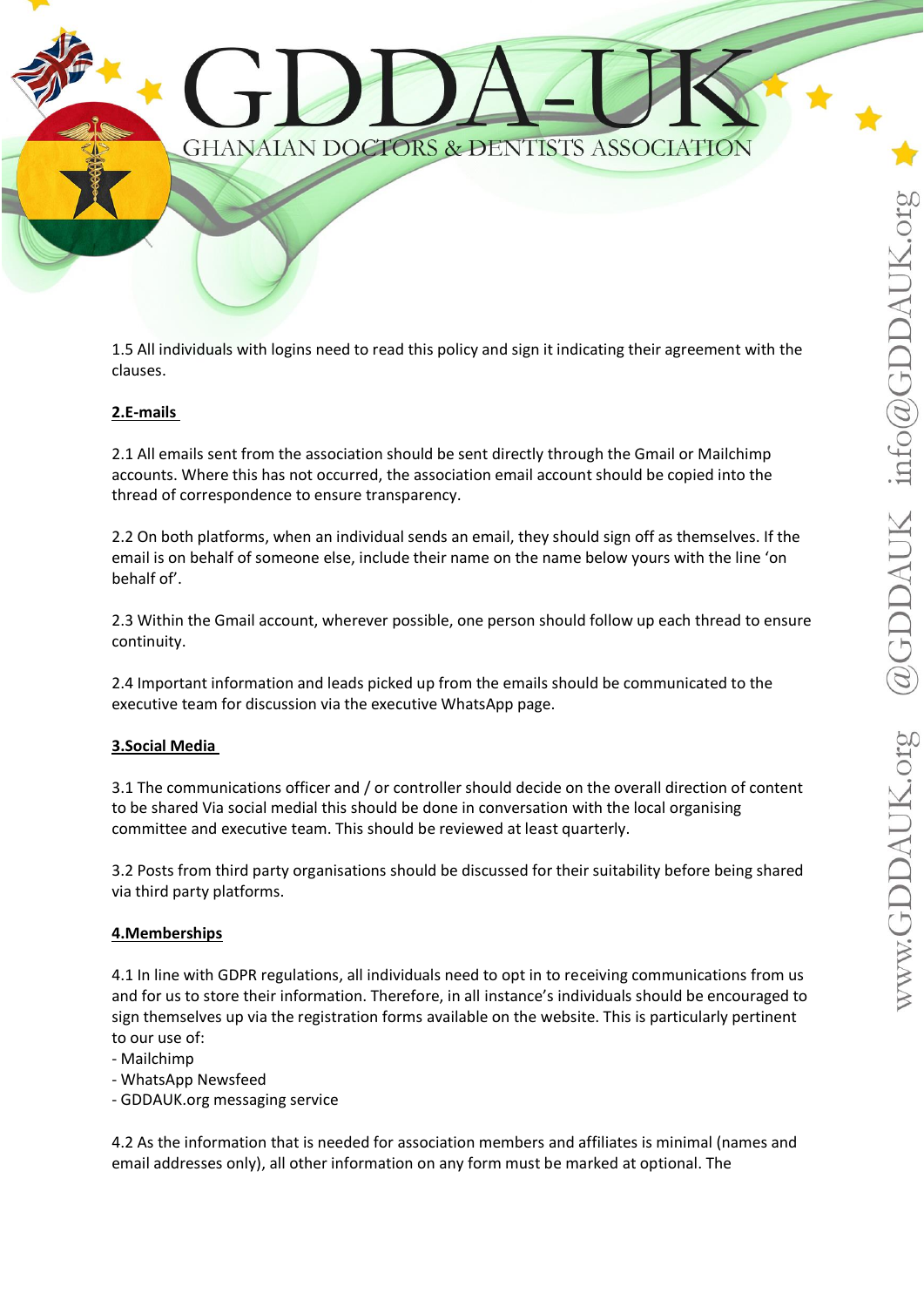1.5 All individuals with logins need to read this policy and sign it indicating their agreement with the clauses.

## 2.E-mails

2.1 All emails sent from the association should be sent directly through the Gmail or Mailchimp accounts. Where this has not occurred, the association email account should be copied into the thread of correspondence to ensure transparency.

2.2 On both platforms, when an individual sends an email, they should sign off as themselves. If the email is on behalf of someone else, include their name on the name below yours with the line 'on behalf of'.

2.3 Within the Gmail account, wherever possible, one person should follow up each thread to ensure continuity.

2.4 Important information and leads picked up from the emails should be communicated to the executive team for discussion via the executive WhatsApp page.

## 3.Social Media

3.1 The communications officer and / or controller should decide on the overall direction of content to be shared Via social medial this should be done in conversation with the local organising committee and executive team. This should be reviewed at least quarterly.

3.2 Posts from third party organisations should be discussed for their suitability before being shared via third party platforms.

## 4.Memberships

4.1 In line with GDPR regulations, all individuals need to opt in to receiving communications from us and for us to store their information. Therefore, in all instance's individuals should be encouraged to sign themselves up via the registration forms available on the website. This is particularly pertinent to our use of:

- Mailchimp
- WhatsApp Newsfeed
- GDDAUK.org messaging service

4.2 As the information that is needed for association members and affiliates is minimal (names and email addresses only), all other information on any form must be marked at optional. The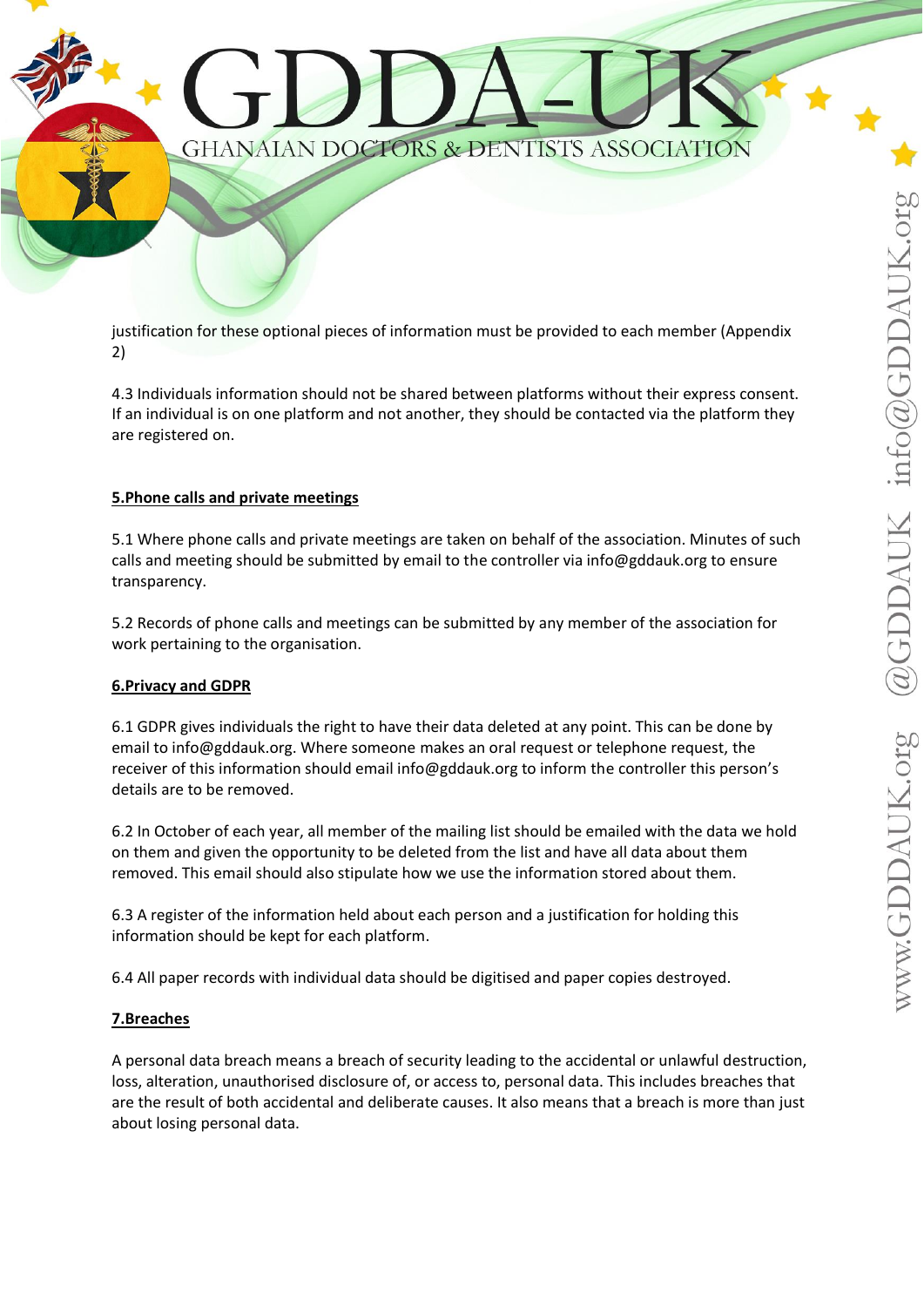justification for these optional pieces of information must be provided to each member (Appendix 2)

4.3 Individuals information should not be shared between platforms without their express consent. If an individual is on one platform and not another, they should be contacted via the platform they are registered on.

## 5.Phone calls and private meetings

5.1 Where phone calls and private meetings are taken on behalf of the association. Minutes of such calls and meeting should be submitted by email to the controller via info@gddauk.org to ensure transparency.

5.2 Records of phone calls and meetings can be submitted by any member of the association for work pertaining to the organisation.

## 6.Privacy and GDPR

6.1 GDPR gives individuals the right to have their data deleted at any point. This can be done by email to info@gddauk.org. Where someone makes an oral request or telephone request, the receiver of this information should email info@gddauk.org to inform the controller this person's details are to be removed.

6.2 In October of each year, all member of the mailing list should be emailed with the data we hold on them and given the opportunity to be deleted from the list and have all data about them removed. This email should also stipulate how we use the information stored about them.

6.3 A register of the information held about each person and a justification for holding this information should be kept for each platform.

6.4 All paper records with individual data should be digitised and paper copies destroyed.

## 7.Breaches

A personal data breach means a breach of security leading to the accidental or unlawful destruction, loss, alteration, unauthorised disclosure of, or access to, personal data. This includes breaches that are the result of both accidental and deliberate causes. It also means that a breach is more than just about losing personal data.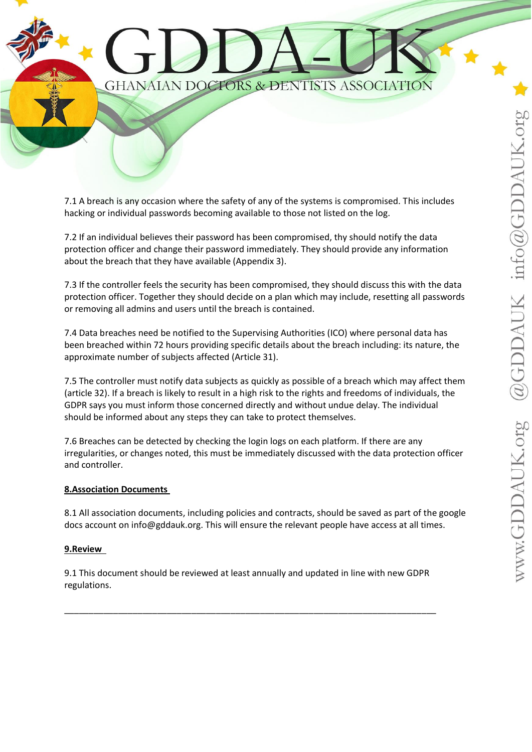7.1 A breach is any occasion where the safety of any of the systems is compromised. This includes hacking or individual passwords becoming available to those not listed on the log.

7.2 If an individual believes their password has been compromised, thy should notify the data protection officer and change their password immediately. They should provide any information about the breach that they have available (Appendix 3).

7.3 If the controller feels the security has been compromised, they should discuss this with the data protection officer. Together they should decide on a plan which may include, resetting all passwords or removing all admins and users until the breach is contained.

7.4 Data breaches need be notified to the Supervising Authorities (ICO) where personal data has been breached within 72 hours providing specific details about the breach including: its nature, the approximate number of subjects affected (Article 31).

7.5 The controller must notify data subjects as quickly as possible of a breach which may affect them (article 32). If a breach is likely to result in a high risk to the rights and freedoms of individuals, the GDPR says you must inform those concerned directly and without undue delay. The individual should be informed about any steps they can take to protect themselves.

7.6 Breaches can be detected by checking the login logs on each platform. If there are any irregularities, or changes noted, this must be immediately discussed with the data protection officer and controller.

## 8.Association Documents

8.1 All association documents, including policies and contracts, should be saved as part of the google docs account on info@gddauk.org. This will ensure the relevant people have access at all times.

## 9.Review

9.1 This document should be reviewed at least annually and updated in line with new GDPR regulations.

---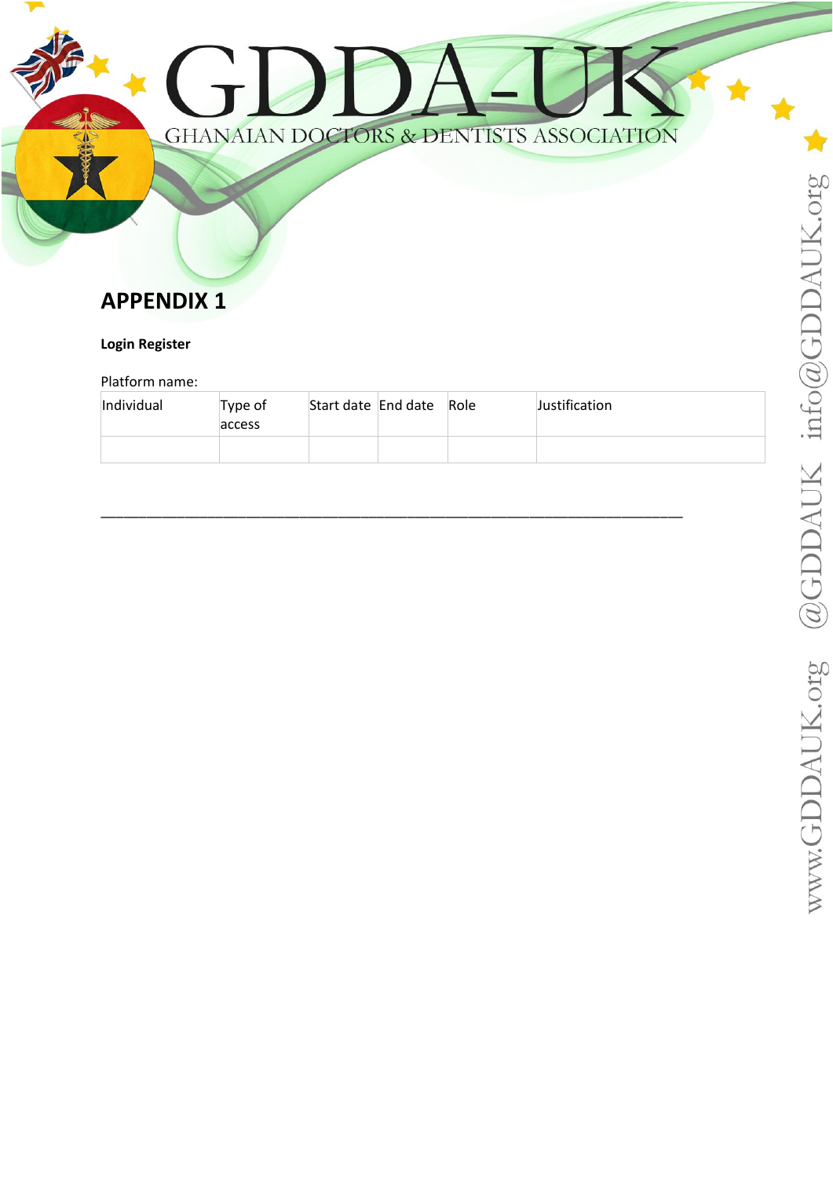# APPENDIX 1

**Login Register**

Platform name:

| Individual | Type of access | Start date | End date | Role | Justification |
|---|---|---|---|---|---|
| | | | | | |

---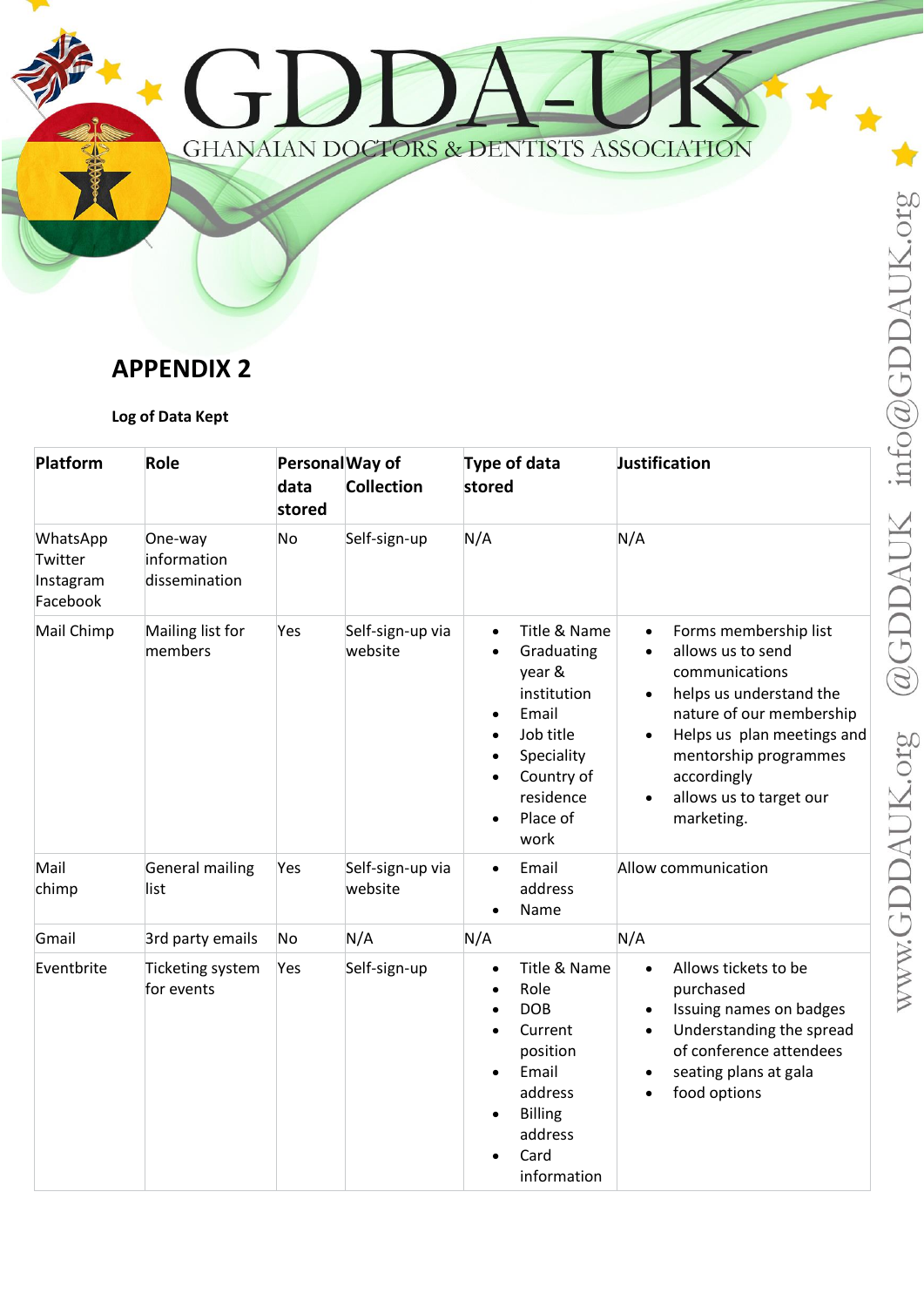## APPENDIX 2

**Log of Data Kept**

| Platform | Role | Personal data stored | Way of Collection | Type of data stored | Justification |
|---|---|---|---|---|---|
| WhatsApp<br>Twitter<br>Instagram<br>Facebook | One-way information dissemination | No | Self-sign-up | N/A | N/A |
| Mail Chimp | Mailing list for members | Yes | Self-sign-up via website | • Title & Name<br>• Graduating year & institution<br>• Email<br>• Job title<br>• Speciality<br>• Country of residence<br>• Place of work | • Forms membership list<br>• allows us to send communications<br>• helps us understand the nature of our membership<br>• Helps us plan meetings and mentorship programmes accordingly<br>• allows us to target our marketing. |
| Mail chimp | General mailing list | Yes | Self-sign-up via website | • Email address<br>• Name | Allow communication |
| Gmail | 3rd party emails | No | N/A | N/A | N/A |
| Eventbrite | Ticketing system for events | Yes | Self-sign-up | • Title & Name<br>• Role<br>• DOB<br>• Current position<br>• Email address<br>• Billing address<br>• Card information | • Allows tickets to be purchased<br>• Issuing names on badges<br>• Understanding the spread of conference attendees<br>• seating plans at gala<br>• food options |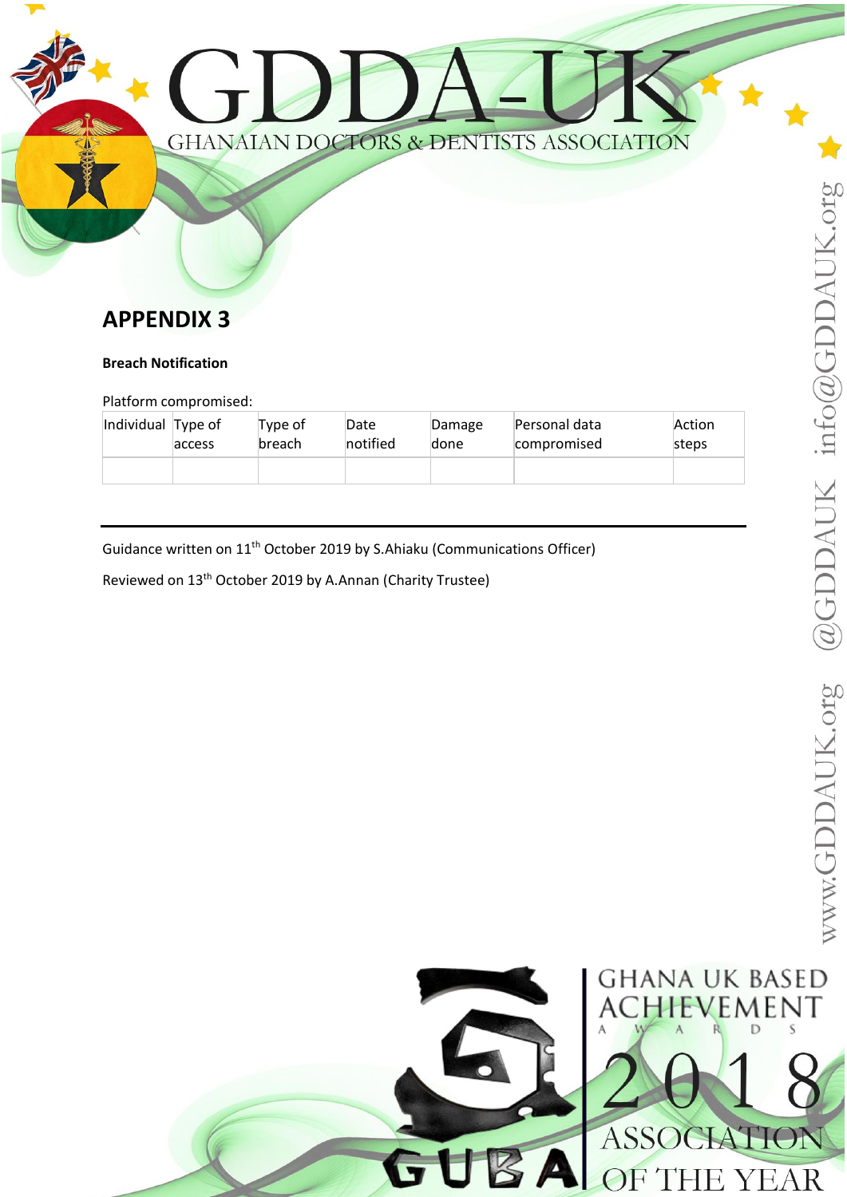## APPENDIX 3

**Breach Notification**

Platform compromised:

| Individual | Type of access | Type of breach | Date notified | Damage done | Personal data compromised | Action steps |
|---|---|---|---|---|---|---|
| | | | | | | |

---

Guidance written on 11th October 2019 by S.Ahiaku (Communications Officer)

Reviewed on 13th October 2019 by A.Annan (Charity Trustee)